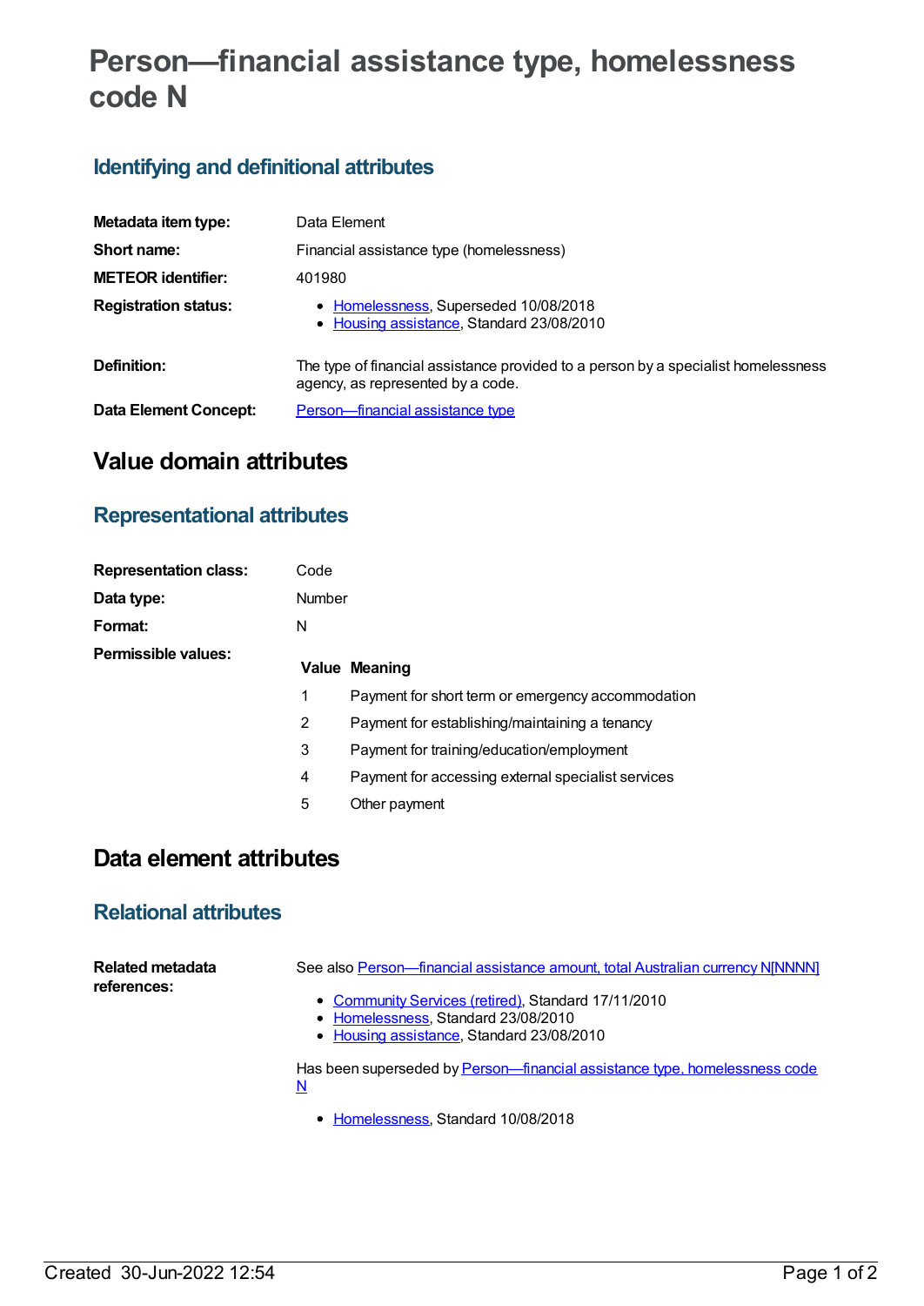# Person—financial assistance type, homelessness code N

## Identifying and definitional attributes

| | |
|---|---|
| **Metadata item type:** | Data Element |
| **Short name:** | Financial assistance type (homelessness) |
| **METEOR identifier:** | 401980 |
| **Registration status:** | • Homelessness, Superseded 10/08/2018<br>• Housing assistance, Standard 23/08/2010 |
| **Definition:** | The type of financial assistance provided to a person by a specialist homelessness agency, as represented by a code. |
| **Data Element Concept:** | Person—financial assistance type |

# Value domain attributes

## Representational attributes

| | |
|---|---|
| **Representation class:** | Code |
| **Data type:** | Number |
| **Format:** | N |

**Permissible values:**

| Value | Meaning |
|---|---|
| 1 | Payment for short term or emergency accommodation |
| 2 | Payment for establishing/maintaining a tenancy |
| 3 | Payment for training/education/employment |
| 4 | Payment for accessing external specialist services |
| 5 | Other payment |

# Data element attributes

## Relational attributes

**Related metadata references:**

See also Person—financial assistance amount, total Australian currency N[NNNN]

- Community Services (retired), Standard 17/11/2010
- Homelessness, Standard 23/08/2010
- Housing assistance, Standard 23/08/2010

Has been superseded by Person—financial assistance type, homelessness code N

- Homelessness, Standard 10/08/2018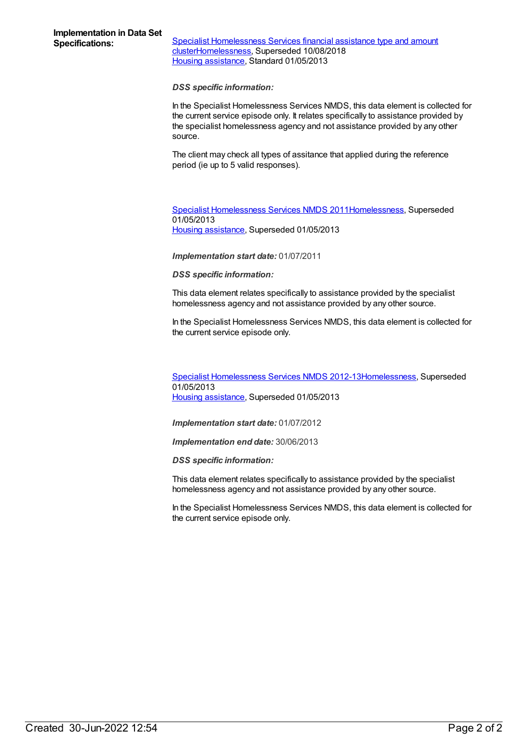**Implementation in Data Set Specifications:**

[Specialist Homelessness Services financial assistance type and amount clusterHomelessness](), Superseded 10/08/2018
[Housing assistance](), Standard 01/05/2013

***DSS specific information:***

In the Specialist Homelessness Services NMDS, this data element is collected for the current service episode only. It relates specifically to assistance provided by the specialist homelessness agency and not assistance provided by any other source.

The client may check all types of assitance that applied during the reference period (ie up to 5 valid responses).

[Specialist Homelessness Services NMDS 2011Homelessness](), Superseded 01/05/2013
[Housing assistance](), Superseded 01/05/2013

***Implementation start date:*** 01/07/2011

***DSS specific information:***

This data element relates specifically to assistance provided by the specialist homelessness agency and not assistance provided by any other source.

In the Specialist Homelessness Services NMDS, this data element is collected for the current service episode only.

[Specialist Homelessness Services NMDS 2012-13Homelessness](), Superseded 01/05/2013
[Housing assistance](), Superseded 01/05/2013

***Implementation start date:*** 01/07/2012

***Implementation end date:*** 30/06/2013

***DSS specific information:***

This data element relates specifically to assistance provided by the specialist homelessness agency and not assistance provided by any other source.

In the Specialist Homelessness Services NMDS, this data element is collected for the current service episode only.